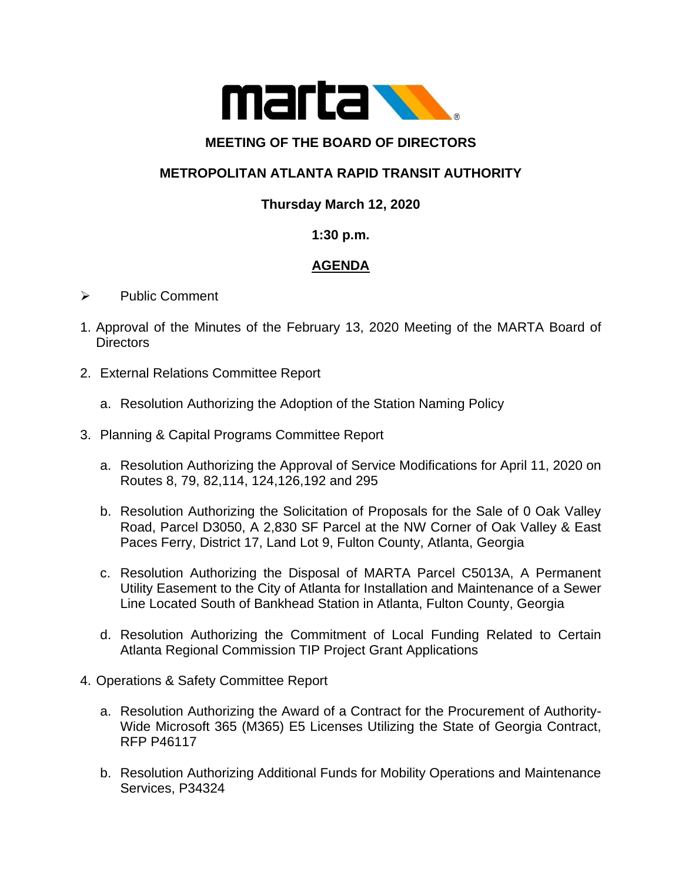# MEETING OF THE BOARD OF DIRECTORS

## METROPOLITAN ATLANTA RAPID TRANSIT AUTHORITY

**Thursday March 12, 2020**

**1:30 p.m.**

**AGENDA**

- Public Comment

1. Approval of the Minutes of the February 13, 2020 Meeting of the MARTA Board of Directors

2. External Relations Committee Report

   a. Resolution Authorizing the Adoption of the Station Naming Policy

3. Planning & Capital Programs Committee Report

   a. Resolution Authorizing the Approval of Service Modifications for April 11, 2020 on Routes 8, 79, 82,114, 124,126,192 and 295

   b. Resolution Authorizing the Solicitation of Proposals for the Sale of 0 Oak Valley Road, Parcel D3050, A 2,830 SF Parcel at the NW Corner of Oak Valley & East Paces Ferry, District 17, Land Lot 9, Fulton County, Atlanta, Georgia

   c. Resolution Authorizing the Disposal of MARTA Parcel C5013A, A Permanent Utility Easement to the City of Atlanta for Installation and Maintenance of a Sewer Line Located South of Bankhead Station in Atlanta, Fulton County, Georgia

   d. Resolution Authorizing the Commitment of Local Funding Related to Certain Atlanta Regional Commission TIP Project Grant Applications

4. Operations & Safety Committee Report

   a. Resolution Authorizing the Award of a Contract for the Procurement of Authority-Wide Microsoft 365 (M365) E5 Licenses Utilizing the State of Georgia Contract, RFP P46117

   b. Resolution Authorizing Additional Funds for Mobility Operations and Maintenance Services, P34324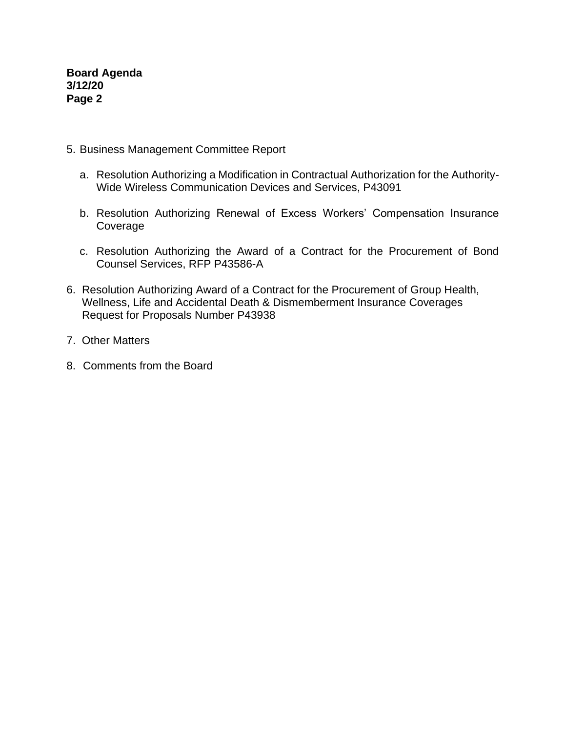5. Business Management Committee Report

   a. Resolution Authorizing a Modification in Contractual Authorization for the Authority-Wide Wireless Communication Devices and Services, P43091

   b. Resolution Authorizing Renewal of Excess Workers' Compensation Insurance Coverage

   c. Resolution Authorizing the Award of a Contract for the Procurement of Bond Counsel Services, RFP P43586-A

6. Resolution Authorizing Award of a Contract for the Procurement of Group Health, Wellness, Life and Accidental Death & Dismemberment Insurance Coverages Request for Proposals Number P43938

7. Other Matters

8. Comments from the Board